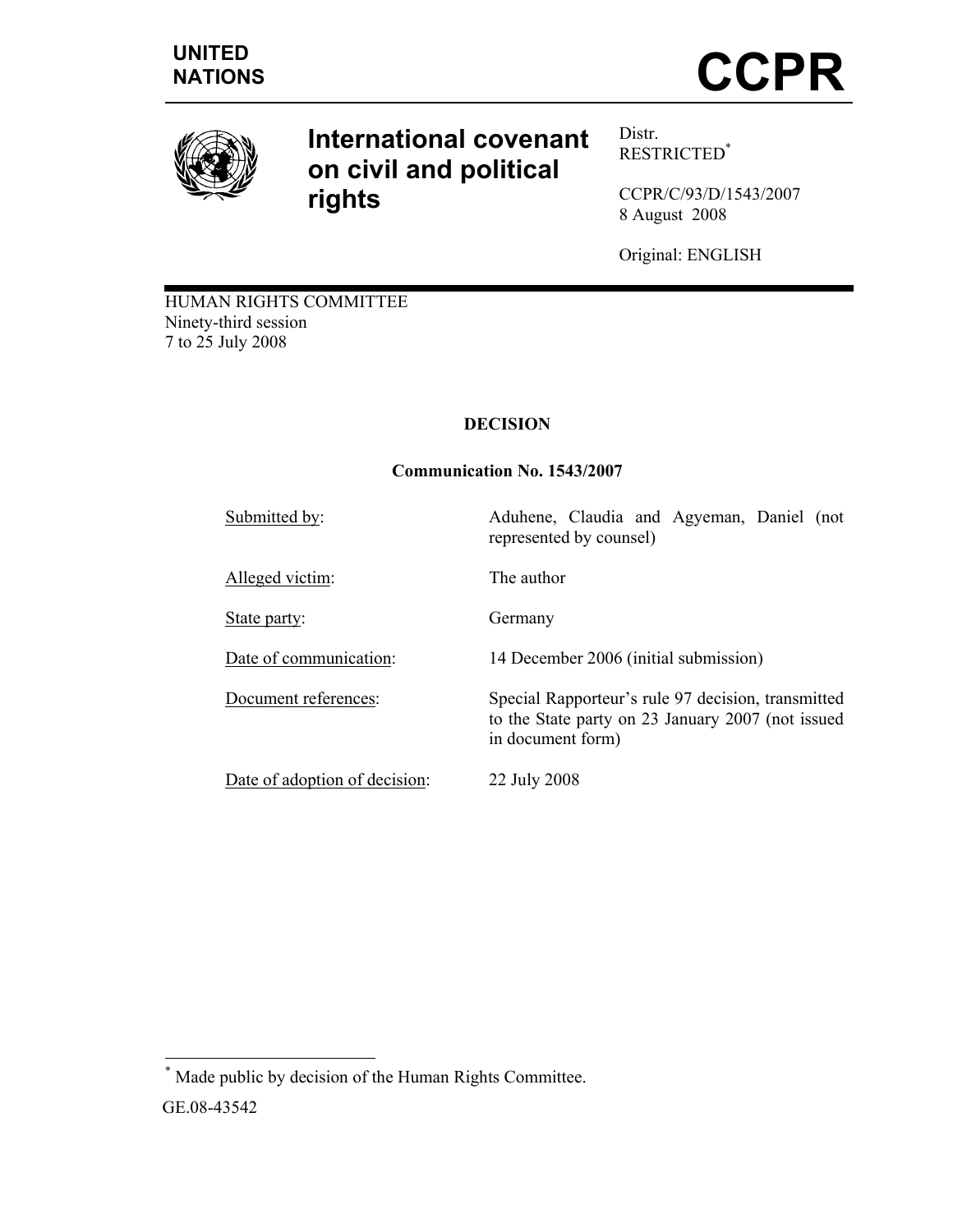UNITED NATIONS

# CCPR

# International covenant on civil and political rights

Distr.
RESTRICTED[*]

CCPR/C/93/D/1543/2007
8 August 2008

Original: ENGLISH

HUMAN RIGHTS COMMITTEE
Ninety-third session
7 to 25 July 2008

## DECISION

### Communication No. 1543/2007

| | |
|---|---|
| Submitted by: | Aduhene, Claudia and Agyeman, Daniel (not represented by counsel) |
| Alleged victim: | The author |
| State party: | Germany |
| Date of communication: | 14 December 2006 (initial submission) |
| Document references: | Special Rapporteur's rule 97 decision, transmitted to the State party on 23 January 2007 (not issued in document form) |
| Date of adoption of decision: | 22 July 2008 |

---

[*] Made public by decision of the Human Rights Committee.

GE.08-43542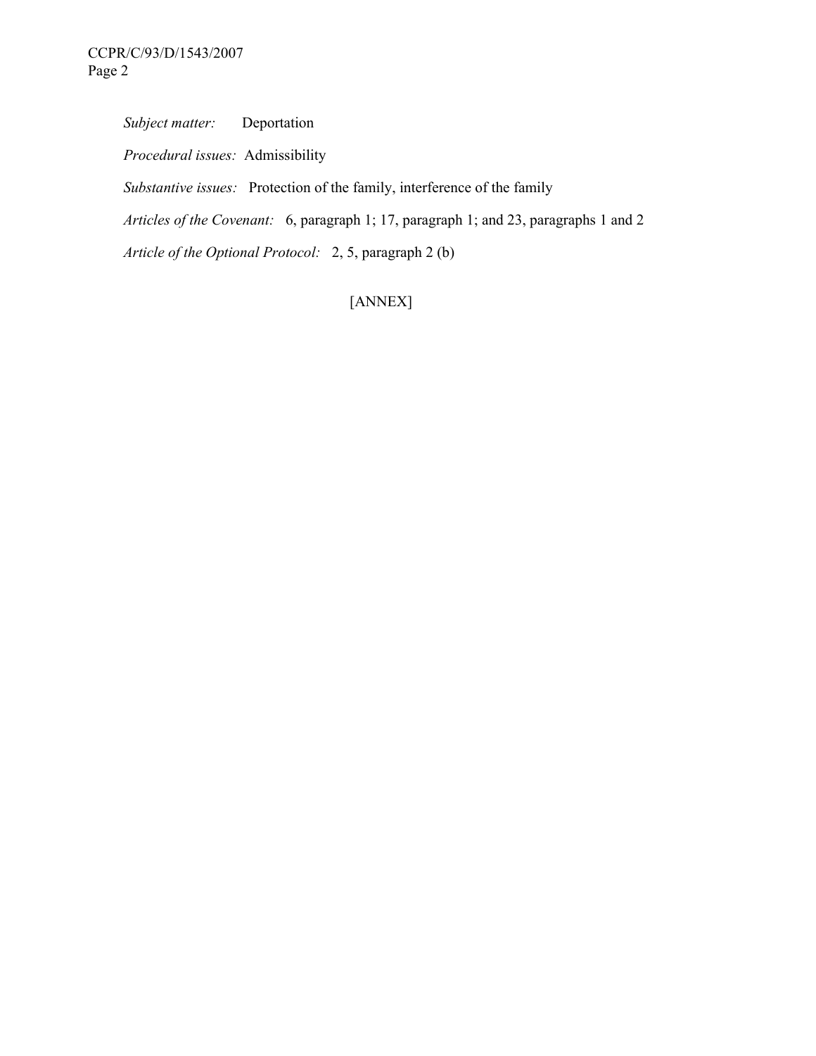*Subject matter:* Deportation

*Procedural issues:* Admissibility

*Substantive issues:* Protection of the family, interference of the family

*Articles of the Covenant:* 6, paragraph 1; 17, paragraph 1; and 23, paragraphs 1 and 2

*Article of the Optional Protocol:* 2, 5, paragraph 2 (b)

[ANNEX]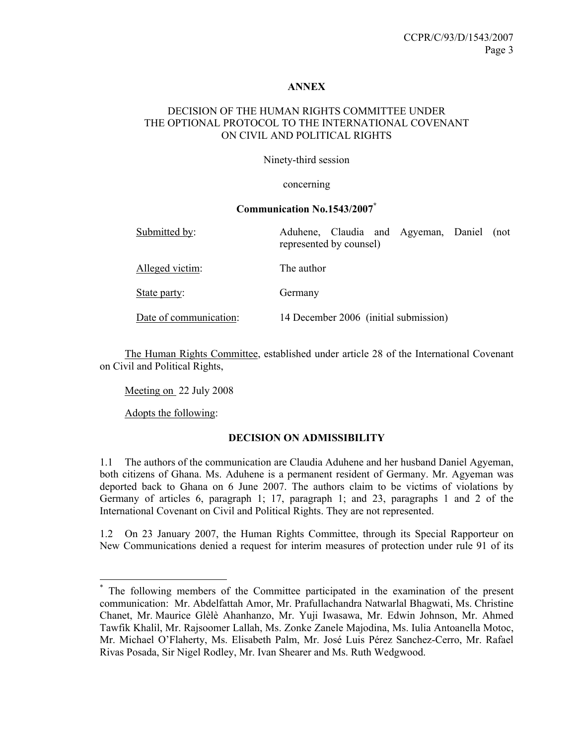**ANNEX**

DECISION OF THE HUMAN RIGHTS COMMITTEE UNDER THE OPTIONAL PROTOCOL TO THE INTERNATIONAL COVENANT ON CIVIL AND POLITICAL RIGHTS

Ninety-third session

concerning

**Communication No.1543/2007**[*]

| | |
|---|---|
| Submitted by: | Aduhene, Claudia and Agyeman, Daniel (not represented by counsel) |
| Alleged victim: | The author |
| State party: | Germany |
| Date of communication: | 14 December 2006 (initial submission) |

The Human Rights Committee, established under article 28 of the International Covenant on Civil and Political Rights,

Meeting on 22 July 2008

Adopts the following:

**DECISION ON ADMISSIBILITY**

1.1 The authors of the communication are Claudia Aduhene and her husband Daniel Agyeman, both citizens of Ghana. Ms. Aduhene is a permanent resident of Germany. Mr. Agyeman was deported back to Ghana on 6 June 2007. The authors claim to be victims of violations by Germany of articles 6, paragraph 1; 17, paragraph 1; and 23, paragraphs 1 and 2 of the International Covenant on Civil and Political Rights. They are not represented.

1.2 On 23 January 2007, the Human Rights Committee, through its Special Rapporteur on New Communications denied a request for interim measures of protection under rule 91 of its

---

[*] The following members of the Committee participated in the examination of the present communication: Mr. Abdelfattah Amor, Mr. Prafullachandra Natwarlal Bhagwati, Ms. Christine Chanet, Mr. Maurice Glèlè Ahanhanzo, Mr. Yuji Iwasawa, Mr. Edwin Johnson, Mr. Ahmed Tawfik Khalil, Mr. Rajsoomer Lallah, Ms. Zonke Zanele Majodina, Ms. Iulia Antoanella Motoc, Mr. Michael O'Flaherty, Ms. Elisabeth Palm, Mr. José Luis Pérez Sanchez-Cerro, Mr. Rafael Rivas Posada, Sir Nigel Rodley, Mr. Ivan Shearer and Ms. Ruth Wedgwood.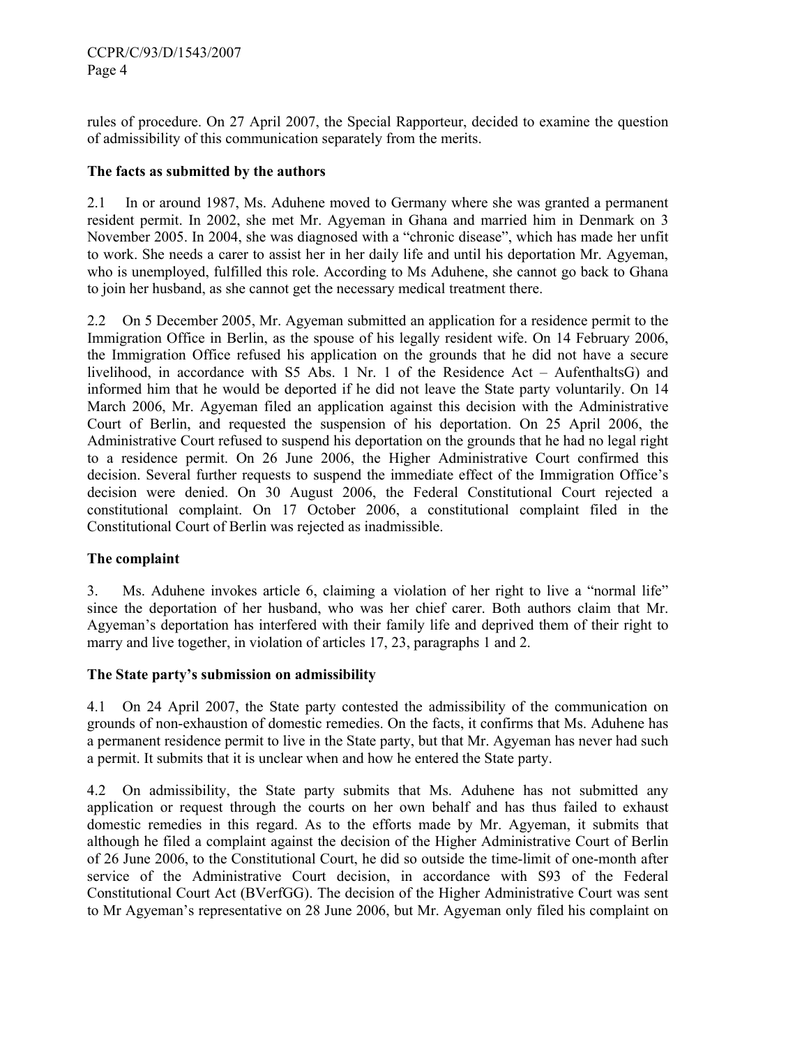rules of procedure. On 27 April 2007, the Special Rapporteur, decided to examine the question of admissibility of this communication separately from the merits.

## The facts as submitted by the authors

2.1 In or around 1987, Ms. Aduhene moved to Germany where she was granted a permanent resident permit. In 2002, she met Mr. Agyeman in Ghana and married him in Denmark on 3 November 2005. In 2004, she was diagnosed with a "chronic disease", which has made her unfit to work. She needs a carer to assist her in her daily life and until his deportation Mr. Agyeman, who is unemployed, fulfilled this role. According to Ms Aduhene, she cannot go back to Ghana to join her husband, as she cannot get the necessary medical treatment there.

2.2 On 5 December 2005, Mr. Agyeman submitted an application for a residence permit to the Immigration Office in Berlin, as the spouse of his legally resident wife. On 14 February 2006, the Immigration Office refused his application on the grounds that he did not have a secure livelihood, in accordance with S5 Abs. 1 Nr. 1 of the Residence Act – AufenthaltsG) and informed him that he would be deported if he did not leave the State party voluntarily. On 14 March 2006, Mr. Agyeman filed an application against this decision with the Administrative Court of Berlin, and requested the suspension of his deportation. On 25 April 2006, the Administrative Court refused to suspend his deportation on the grounds that he had no legal right to a residence permit. On 26 June 2006, the Higher Administrative Court confirmed this decision. Several further requests to suspend the immediate effect of the Immigration Office's decision were denied. On 30 August 2006, the Federal Constitutional Court rejected a constitutional complaint. On 17 October 2006, a constitutional complaint filed in the Constitutional Court of Berlin was rejected as inadmissible.

## The complaint

3. Ms. Aduhene invokes article 6, claiming a violation of her right to live a "normal life" since the deportation of her husband, who was her chief carer. Both authors claim that Mr. Agyeman's deportation has interfered with their family life and deprived them of their right to marry and live together, in violation of articles 17, 23, paragraphs 1 and 2.

## The State party's submission on admissibility

4.1 On 24 April 2007, the State party contested the admissibility of the communication on grounds of non-exhaustion of domestic remedies. On the facts, it confirms that Ms. Aduhene has a permanent residence permit to live in the State party, but that Mr. Agyeman has never had such a permit. It submits that it is unclear when and how he entered the State party.

4.2 On admissibility, the State party submits that Ms. Aduhene has not submitted any application or request through the courts on her own behalf and has thus failed to exhaust domestic remedies in this regard. As to the efforts made by Mr. Agyeman, it submits that although he filed a complaint against the decision of the Higher Administrative Court of Berlin of 26 June 2006, to the Constitutional Court, he did so outside the time-limit of one-month after service of the Administrative Court decision, in accordance with S93 of the Federal Constitutional Court Act (BVerfGG). The decision of the Higher Administrative Court was sent to Mr Agyeman's representative on 28 June 2006, but Mr. Agyeman only filed his complaint on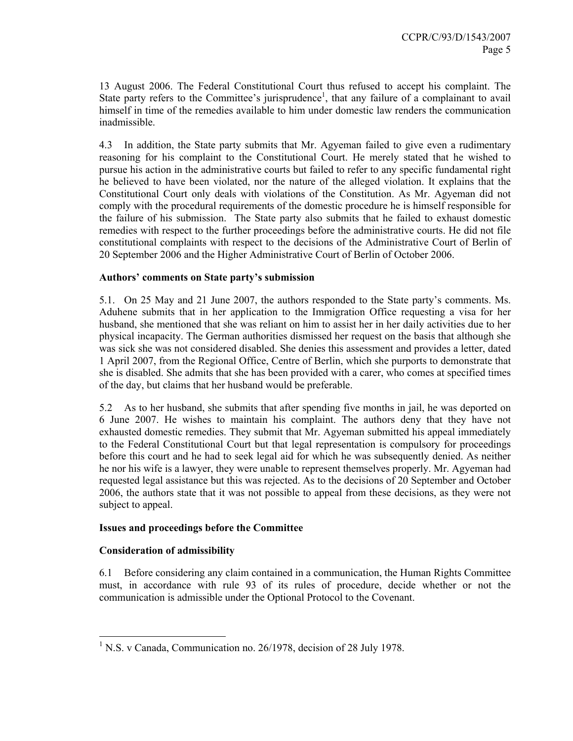13 August 2006. The Federal Constitutional Court thus refused to accept his complaint. The State party refers to the Committee's jurisprudence[1], that any failure of a complainant to avail himself in time of the remedies available to him under domestic law renders the communication inadmissible.

4.3 In addition, the State party submits that Mr. Agyeman failed to give even a rudimentary reasoning for his complaint to the Constitutional Court. He merely stated that he wished to pursue his action in the administrative courts but failed to refer to any specific fundamental right he believed to have been violated, nor the nature of the alleged violation. It explains that the Constitutional Court only deals with violations of the Constitution. As Mr. Agyeman did not comply with the procedural requirements of the domestic procedure he is himself responsible for the failure of his submission. The State party also submits that he failed to exhaust domestic remedies with respect to the further proceedings before the administrative courts. He did not file constitutional complaints with respect to the decisions of the Administrative Court of Berlin of 20 September 2006 and the Higher Administrative Court of Berlin of October 2006.

**Authors' comments on State party's submission**

5.1. On 25 May and 21 June 2007, the authors responded to the State party's comments. Ms. Aduhene submits that in her application to the Immigration Office requesting a visa for her husband, she mentioned that she was reliant on him to assist her in her daily activities due to her physical incapacity. The German authorities dismissed her request on the basis that although she was sick she was not considered disabled. She denies this assessment and provides a letter, dated 1 April 2007, from the Regional Office, Centre of Berlin, which she purports to demonstrate that she is disabled. She admits that she has been provided with a carer, who comes at specified times of the day, but claims that her husband would be preferable.

5.2 As to her husband, she submits that after spending five months in jail, he was deported on 6 June 2007. He wishes to maintain his complaint. The authors deny that they have not exhausted domestic remedies. They submit that Mr. Agyeman submitted his appeal immediately to the Federal Constitutional Court but that legal representation is compulsory for proceedings before this court and he had to seek legal aid for which he was subsequently denied. As neither he nor his wife is a lawyer, they were unable to represent themselves properly. Mr. Agyeman had requested legal assistance but this was rejected. As to the decisions of 20 September and October 2006, the authors state that it was not possible to appeal from these decisions, as they were not subject to appeal.

**Issues and proceedings before the Committee**

**Consideration of admissibility**

6.1 Before considering any claim contained in a communication, the Human Rights Committee must, in accordance with rule 93 of its rules of procedure, decide whether or not the communication is admissible under the Optional Protocol to the Covenant.

[1] N.S. v Canada, Communication no. 26/1978, decision of 28 July 1978.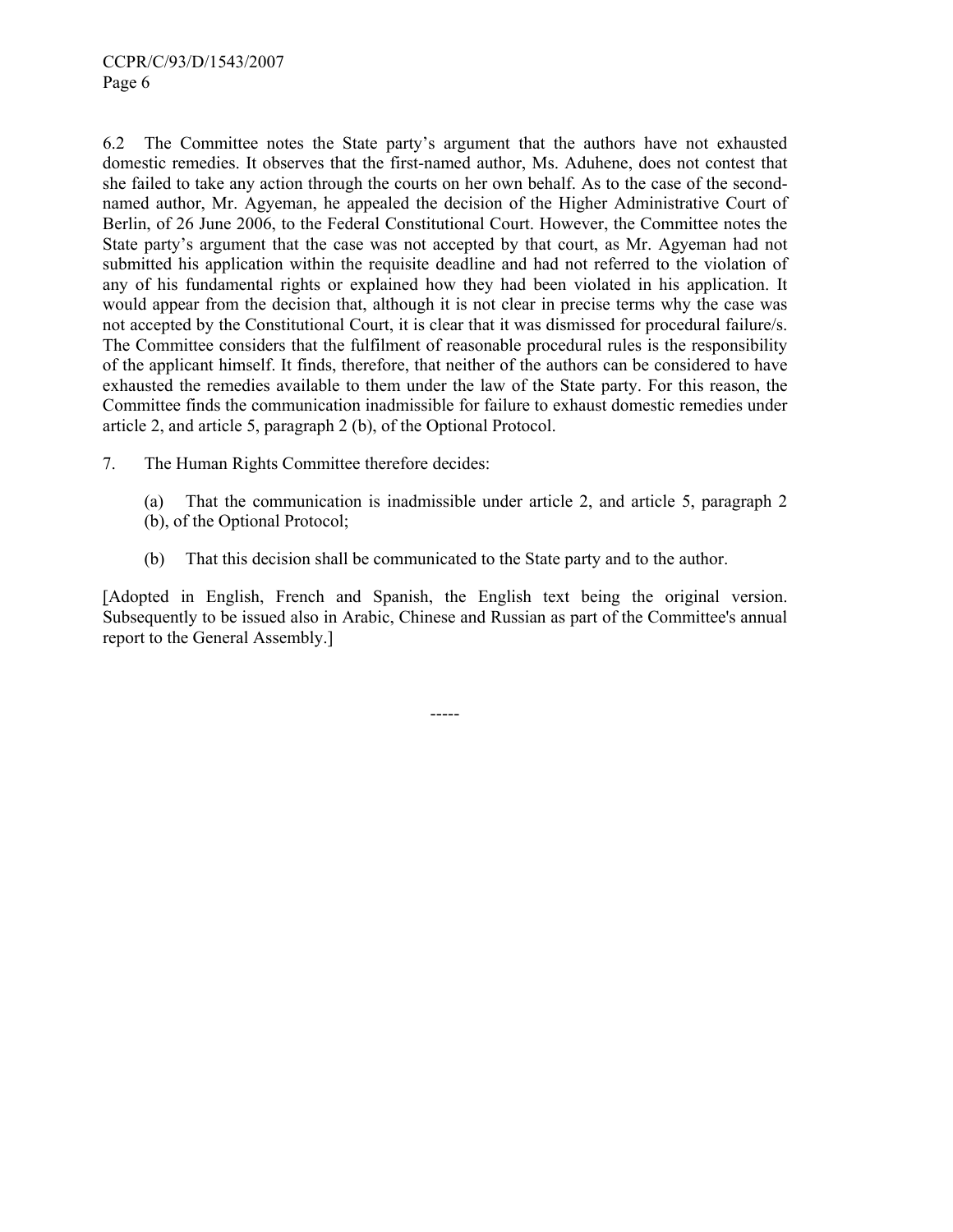6.2 The Committee notes the State party's argument that the authors have not exhausted domestic remedies. It observes that the first-named author, Ms. Aduhene, does not contest that she failed to take any action through the courts on her own behalf. As to the case of the second-named author, Mr. Agyeman, he appealed the decision of the Higher Administrative Court of Berlin, of 26 June 2006, to the Federal Constitutional Court. However, the Committee notes the State party's argument that the case was not accepted by that court, as Mr. Agyeman had not submitted his application within the requisite deadline and had not referred to the violation of any of his fundamental rights or explained how they had been violated in his application. It would appear from the decision that, although it is not clear in precise terms why the case was not accepted by the Constitutional Court, it is clear that it was dismissed for procedural failure/s. The Committee considers that the fulfilment of reasonable procedural rules is the responsibility of the applicant himself. It finds, therefore, that neither of the authors can be considered to have exhausted the remedies available to them under the law of the State party. For this reason, the Committee finds the communication inadmissible for failure to exhaust domestic remedies under article 2, and article 5, paragraph 2 (b), of the Optional Protocol.

7. The Human Rights Committee therefore decides:

(a) That the communication is inadmissible under article 2, and article 5, paragraph 2 (b), of the Optional Protocol;

(b) That this decision shall be communicated to the State party and to the author.

[Adopted in English, French and Spanish, the English text being the original version. Subsequently to be issued also in Arabic, Chinese and Russian as part of the Committee's annual report to the General Assembly.]

-----